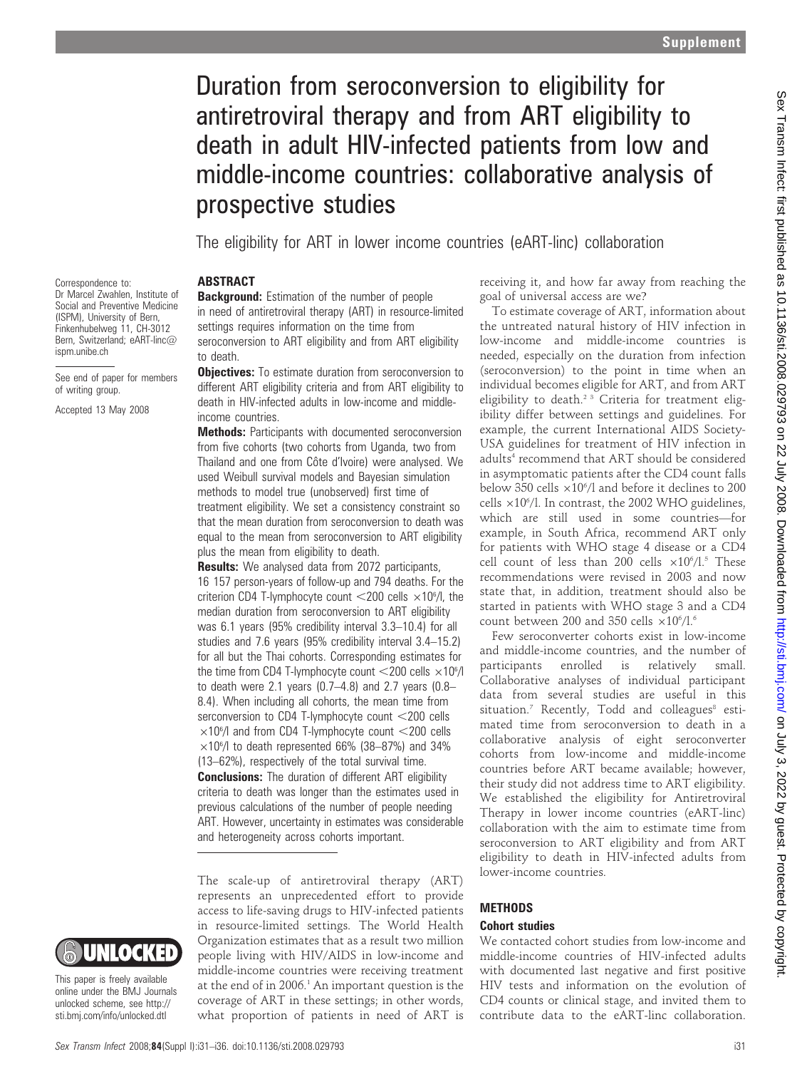# Duration from seroconversion to eligibility for antiretroviral therapy and from ART eligibility to death in adult HIV-infected patients from low and middle-income countries: collaborative analysis of prospective studies

The eligibility for ART in lower income countries (eART-linc) collaboration

Correspondence to: Dr Marcel Zwahlen, Institute of Social and Preventive Medicine (ISPM), University of Bern, Finkenhubelweg 11, CH-3012 Bern, Switzerland; eART-linc@ispm.unibe.ch

See end of paper for members of writing group.

Accepted 13 May 2008

This paper is freely available online under the BMJ Journals unlocked scheme, see http://sti.bmj.com/info/unlocked.dtl

## ABSTRACT

**Background:** Estimation of the number of people in need of antiretroviral therapy (ART) in resource-limited settings requires information on the time from seroconversion to ART eligibility and from ART eligibility to death.

**Objectives:** To estimate duration from seroconversion to different ART eligibility criteria and from ART eligibility to death in HIV-infected adults in low-income and middle-income countries.

**Methods:** Participants with documented seroconversion from five cohorts (two cohorts from Uganda, two from Thailand and one from Côte d'Ivoire) were analysed. We used Weibull survival models and Bayesian simulation methods to model true (unobserved) first time of treatment eligibility. We set a consistency constraint so that the mean duration from seroconversion to death was equal to the mean from seroconversion to ART eligibility plus the mean from eligibility to death.

**Results:** We analysed data from 2072 participants, 16 157 person-years of follow-up and 794 deaths. For the criterion CD4 T-lymphocyte count <200 cells $\times 10^6$/l, the median duration from seroconversion to ART eligibility was 6.1 years (95% credibility interval 3.3–10.4) for all studies and 7.6 years (95% credibility interval 3.4–15.2) for all but the Thai cohorts. Corresponding estimates for the time from CD4 T-lymphocyte count <200 cells $\times 10^6$/l to death were 2.1 years (0.7–4.8) and 2.7 years (0.8–8.4). When including all cohorts, the mean time from serconversion to CD4 T-lymphocyte count <200 cells $\times 10^6$/l and from CD4 T-lymphocyte count <200 cells $\times 10^6$/l to death represented 66% (38–87%) and 34% (13–62%), respectively of the total survival time.

**Conclusions:** The duration of different ART eligibility criteria to death was longer than the estimates used in previous calculations of the number of people needing ART. However, uncertainty in estimates was considerable and heterogeneity across cohorts important.

The scale-up of antiretroviral therapy (ART) represents an unprecedented effort to provide access to life-saving drugs to HIV-infected patients in resource-limited settings. The World Health Organization estimates that as a result two million people living with HIV/AIDS in low-income and middle-income countries were receiving treatment at the end of in 2006.[1] An important question is the coverage of ART in these settings; in other words, what proportion of patients in need of ART is receiving it, and how far away from reaching the goal of universal access are we?

To estimate coverage of ART, information about the untreated natural history of HIV infection in low-income and middle-income countries is needed, especially on the duration from infection (seroconversion) to the point in time when an individual becomes eligible for ART, and from ART eligibility to death.[2,3] Criteria for treatment eligibility differ between settings and guidelines. For example, the current International AIDS Society-USA guidelines for treatment of HIV infection in adults[4] recommend that ART should be considered in asymptomatic patients after the CD4 count falls below 350 cells $\times 10^6$/l and before it declines to 200 cells $\times 10^6$/l. In contrast, the 2002 WHO guidelines, which are still used in some countries—for example, in South Africa, recommend ART only for patients with WHO stage 4 disease or a CD4 cell count of less than 200 cells $\times 10^6$/l.[5] These recommendations were revised in 2003 and now state that, in addition, treatment should also be started in patients with WHO stage 3 and a CD4 count between 200 and 350 cells $\times 10^6$/l.[6]

Few seroconverter cohorts exist in low-income and middle-income countries, and the number of participants enrolled is relatively small. Collaborative analyses of individual participant data from several studies are useful in this situation.[7] Recently, Todd and colleagues[8] estimated time from seroconversion to death in a collaborative analysis of eight seroconverter cohorts from low-income and middle-income countries before ART became available; however, their study did not address time to ART eligibility. We established the eligibility for Antiretroviral Therapy in lower income countries (eART-linc) collaboration with the aim to estimate time from seroconversion to ART eligibility and from ART eligibility to death in HIV-infected adults from lower-income countries.

## METHODS

### Cohort studies

We contacted cohort studies from low-income and middle-income countries of HIV-infected adults with documented last negative and first positive HIV tests and information on the evolution of CD4 counts or clinical stage, and invited them to contribute data to the eART-linc collaboration.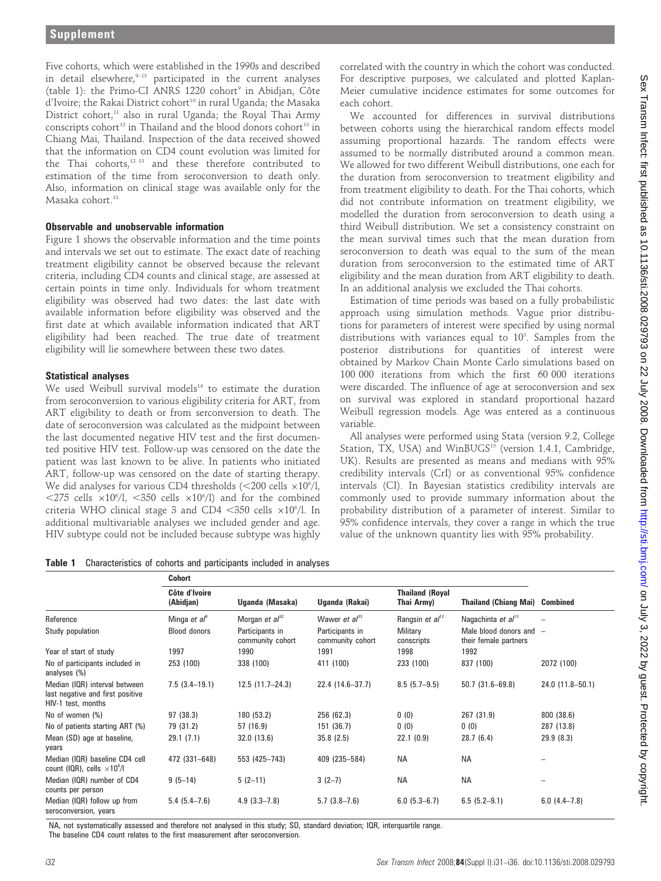Five cohorts, which were established in the 1990s and described in detail elsewhere,[9–13] participated in the current analyses (table 1): the Primo-CI ANRS 1220 cohort[9] in Abidjan, Côte d'Ivoire; the Rakai District cohort[10] in rural Uganda; the Masaka District cohort,[11] also in rural Uganda; the Royal Thai Army conscripts cohort[12] in Thailand and the blood donors cohort[13] in Chiang Mai, Thailand. Inspection of the data received showed that the information on CD4 count evolution was limited for the Thai cohorts,[12 13] and these therefore contributed to estimation of the time from seroconversion to death only. Also, information on clinical stage was available only for the Masaka cohort.[11]

### Observable and unobservable information

Figure 1 shows the observable information and the time points and intervals we set out to estimate. The exact date of reaching treatment eligibility cannot be observed because the relevant criteria, including CD4 counts and clinical stage, are assessed at certain points in time only. Individuals for whom treatment eligibility was observed had two dates: the last date with available information before eligibility was observed and the first date at which available information indicated that ART eligibility had been reached. The true date of treatment eligibility will lie somewhere between these two dates.

### Statistical analyses

We used Weibull survival models[14] to estimate the duration from seroconversion to various eligibility criteria for ART, from ART eligibility to death or from serconversion to death. The date of seroconversion was calculated as the midpoint between the last documented negative HIV test and the first documented positive HIV test. Follow-up was censored on the date the patient was last known to be alive. In patients who initiated ART, follow-up was censored on the date of starting therapy. We did analyses for various CD4 thresholds (<200 cells $\times 10^6$/l, <275 cells $\times 10^6$/l, <350 cells $\times 10^6$/l) and for the combined criteria WHO clinical stage 3 and CD4 <350 cells $\times 10^6$/l. In additional multivariable analyses we included gender and age. HIV subtype could not be included because subtype was highly correlated with the country in which the cohort was conducted. For descriptive purposes, we calculated and plotted Kaplan-Meier cumulative incidence estimates for some outcomes for each cohort.

We accounted for differences in survival distributions between cohorts using the hierarchical random effects model assuming proportional hazards. The random effects were assumed to be normally distributed around a common mean. We allowed for two different Weibull distributions, one each for the duration from seroconversion to treatment eligibility and from treatment eligibility to death. For the Thai cohorts, which did not contribute information on treatment eligibility, we modelled the duration from seroconversion to death using a third Weibull distribution. We set a consistency constraint on the mean survival times such that the mean duration from seroconversion to death was equal to the sum of the mean duration from seroconversion to the estimated time of ART eligibility and the mean duration from ART eligibility to death. In an additional analysis we excluded the Thai cohorts.

Estimation of time periods was based on a fully probabilistic approach using simulation methods. Vague prior distributions for parameters of interest were specified by using normal distributions with variances equal to $10^5$. Samples from the posterior distributions for quantities of interest were obtained by Markov Chain Monte Carlo simulations based on 100 000 iterations from which the first 60 000 iterations were discarded. The influence of age at seroconversion and sex on survival was explored in standard proportional hazard Weibull regression models. Age was entered as a continuous variable.

All analyses were performed using Stata (version 9.2, College Station, TX, USA) and WinBUGS[15] (version 1.4.1, Cambridge, UK). Results are presented as means and medians with 95% credibility intervals (CrI) or as conventional 95% confidence intervals (CI). In Bayesian statistics credibility intervals are commonly used to provide summary information about the probability distribution of a parameter of interest. Similar to 95% confidence intervals, they cover a range in which the true value of the unknown quantity lies with 95% probability.

**Table 1** Characteristics of cohorts and participants included in analyses

| | Cohort | | | | | |
|---|---|---|---|---|---|---|
| | Côte d'Ivoire (Abidjan) | Uganda (Masaka) | Uganda (Rakai) | Thailand (Royal Thai Army) | Thailand (Chiang Mai) | Combined |
| Reference | Minga et al[9] | Morgan et al[32] | Wawer et al[33] | Rangsin et al[12] | Nagachinta et al[13] | – |
| Study population | Blood donors | Participants in community cohort | Participants in community cohort | Military conscripts | Male blood donors and their female partners | – |
| Year of start of study | 1997 | 1990 | 1991 | 1998 | 1992 | |
| No of participants included in analyses (%) | 253 (100) | 338 (100) | 411 (100) | 233 (100) | 837 (100) | 2072 (100) |
| Median (IQR) interval between last negative and first positive HIV-1 test, months | 7.5 (3.4–19.1) | 12.5 (11.7–24.3) | 22.4 (14.6–37.7) | 8.5 (5.7–9.5) | 50.7 (31.6–69.8) | 24.0 (11.8–50.1) |
| No of women (%) | 97 (38.3) | 180 (53.2) | 256 (62.3) | 0 (0) | 267 (31.9) | 800 (38.6) |
| No of patients starting ART (%) | 79 (31.2) | 57 (16.9) | 151 (36.7) | 0 (0) | 0 (0) | 287 (13.8) |
| Mean (SD) age at baseline, years | 29.1 (7.1) | 32.0 (13.6) | 35.8 (2.5) | 22.1 (0.9) | 28.7 (6.4) | 29.9 (8.3) |
| Median (IQR) baseline CD4 cell count (IQR), cells $\times 10^6$/l | 472 (331–648) | 553 (425–743) | 409 (235–584) | NA | NA | – |
| Median (IQR) number of CD4 counts per person | 9 (5–14) | 5 (2–11) | 3 (2–7) | NA | NA | – |
| Median (IQR) follow up from seroconversion, years | 5.4 (5.4–7.6) | 4.9 (3.3–7.8) | 5.7 (3.8–7.6) | 6.0 (5.3–6.7) | 6.5 (5.2–9.1) | 6.0 (4.4–7.8) |

NA, not systematically assessed and therefore not analysed in this study; SD, standard deviation; IQR, interquartile range.
The baseline CD4 count relates to the first measurement after seroconversion.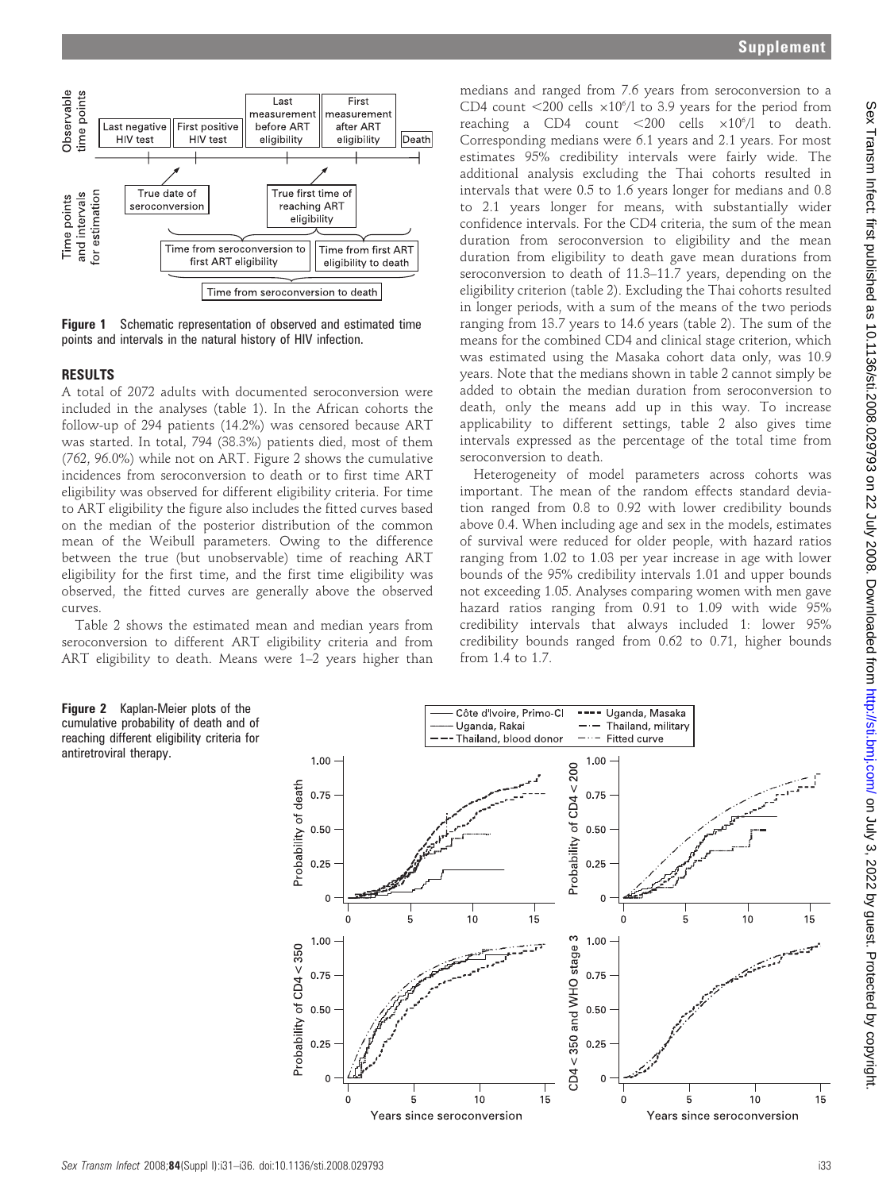Figure 1 Schematic representation of observed and estimated time points and intervals in the natural history of HIV infection.

## RESULTS

A total of 2072 adults with documented seroconversion were included in the analyses (table 1). In the African cohorts the follow-up of 294 patients (14.2%) was censored because ART was started. In total, 794 (38.3%) patients died, most of them (762, 96.0%) while not on ART. Figure 2 shows the cumulative incidences from seroconversion to death or to first time ART eligibility was observed for different eligibility criteria. For time to ART eligibility the figure also includes the fitted curves based on the median of the posterior distribution of the common mean of the Weibull parameters. Owing to the difference between the true (but unobservable) time of reaching ART eligibility for the first time, and the first time eligibility was observed, the fitted curves are generally above the observed curves.

Table 2 shows the estimated mean and median years from seroconversion to different ART eligibility criteria and from ART eligibility to death. Means were 1–2 years higher than medians and ranged from 7.6 years from seroconversion to a CD4 count <200 cells $\times10^6$/l to 3.9 years for the period from reaching a CD4 count <200 cells $\times10^6$/l to death. Corresponding medians were 6.1 years and 2.1 years. For most estimates 95% credibility intervals were fairly wide. The additional analysis excluding the Thai cohorts resulted in intervals that were 0.5 to 1.6 years longer for medians and 0.8 to 2.1 years longer for means, with substantially wider confidence intervals. For the CD4 criteria, the sum of the mean duration from seroconversion to eligibility and the mean duration from eligibility to death gave mean durations from seroconversion to death of 11.3–11.7 years, depending on the eligibility criterion (table 2). Excluding the Thai cohorts resulted in longer periods, with a sum of the means of the two periods ranging from 13.7 years to 14.6 years (table 2). The sum of the means for the combined CD4 and clinical stage criterion, which was estimated using the Masaka cohort data only, was 10.9 years. Note that the medians shown in table 2 cannot simply be added to obtain the median duration from seroconversion to death, only the means add up in this way. To increase applicability to different settings, table 2 also gives time intervals expressed as the percentage of the total time from seroconversion to death.

Heterogeneity of model parameters across cohorts was important. The mean of the random effects standard deviation ranged from 0.8 to 0.92 with lower credibility bounds above 0.4. When including age and sex in the models, estimates of survival were reduced for older people, with hazard ratios ranging from 1.02 to 1.03 per year increase in age with lower bounds of the 95% credibility intervals 1.01 and upper bounds not exceeding 1.05. Analyses comparing women with men gave hazard ratios ranging from 0.91 to 1.09 with wide 95% credibility intervals that always included 1: lower 95% credibility bounds ranged from 0.62 to 0.71, higher bounds from 1.4 to 1.7.

Figure 2 Kaplan-Meier plots of the cumulative probability of death and of reaching different eligibility criteria for antiretroviral therapy.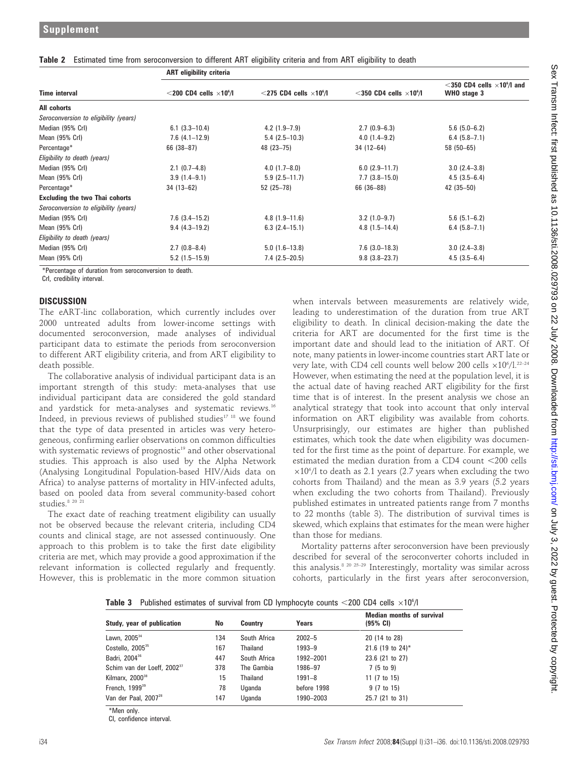**Table 2** Estimated time from seroconversion to different ART eligibility criteria and from ART eligibility to death

| Time interval | ART eligibility criteria | | | |
|---|---|---|---|---|
| | <200 CD4 cells $\times10^6$/l | <275 CD4 cells $\times10^6$/l | <350 CD4 cells $\times10^6$/l | <350 CD4 cells $\times10^6$/l and WHO stage 3 |
| **All cohorts** | | | | |
| *Seroconversion to eligibility (years)* | | | | |
| Median (95% CrI) | 6.1 (3.3–10.4) | 4.2 (1.9–7.9) | 2.7 (0.9–6.3) | 5.6 (5.0–6.2) |
| Mean (95% CrI) | 7.6 (4.1–12.9) | 5.4 (2.5–10.3) | 4.0 (1.4–9.2) | 6.4 (5.8–7.1) |
| Percentage* | 66 (38–87) | 48 (23–75) | 34 (12–64) | 58 (50–65) |
| *Eligibility to death (years)* | | | | |
| Median (95% CrI) | 2.1 (0.7–4.8) | 4.0 (1.7–8.0) | 6.0 (2.9–11.7) | 3.0 (2.4–3.8) |
| Mean (95% CrI) | 3.9 (1.4–9.1) | 5.9 (2.5–11.7) | 7.7 (3.8–15.0) | 4.5 (3.5–6.4) |
| Percentage* | 34 (13–62) | 52 (25–78) | 66 (36–88) | 42 (35–50) |
| **Excluding the two Thai cohorts** | | | | |
| *Seroconversion to eligibility (years)* | | | | |
| Median (95% CrI) | 7.6 (3.4–15.2) | 4.8 (1.9–11.6) | 3.2 (1.0–9.7) | 5.6 (5.1–6.2) |
| Mean (95% CrI) | 9.4 (4.3–19.2) | 6.3 (2.4–15.1) | 4.8 (1.5–14.4) | 6.4 (5.8–7.1) |
| *Eligibility to death (years)* | | | | |
| Median (95% CrI) | 2.7 (0.8–8.4) | 5.0 (1.6–13.8) | 7.6 (3.0–18.3) | 3.0 (2.4–3.8) |
| Mean (95% CrI) | 5.2 (1.5–15.9) | 7.4 (2.5–20.5) | 9.8 (3.8–23.7) | 4.5 (3.5–6.4) |

*Percentage of duration from seroconversion to death.
CrI, credibility interval.

## DISCUSSION

The eART-linc collaboration, which currently includes over 2000 untreated adults from lower-income settings with documented seroconversion, made analyses of individual participant data to estimate the periods from seroconversion to different ART eligibility criteria, and from ART eligibility to death possible.

The collaborative analysis of individual participant data is an important strength of this study: meta-analyses that use individual participant data are considered the gold standard and yardstick for meta-analyses and systematic reviews.[16] Indeed, in previous reviews of published studies[17 18] we found that the type of data presented in articles was very heterogeneous, confirming earlier observations on common difficulties with systematic reviews of prognostic[19] and other observational studies. This approach is also used by the Alpha Network (Analysing Longitudinal Population-based HIV/Aids data on Africa) to analyse patterns of mortality in HIV-infected adults, based on pooled data from several community-based cohort studies.[8 20 21]

The exact date of reaching treatment eligibility can usually not be observed because the relevant criteria, including CD4 counts and clinical stage, are not assessed continuously. One approach to this problem is to take the first date eligibility criteria are met, which may provide a good approximation if the relevant information is collected regularly and frequently. However, this is problematic in the more common situation when intervals between measurements are relatively wide, leading to underestimation of the duration from true ART eligibility to death. In clinical decision-making the date the criteria for ART are documented for the first time is the important date and should lead to the initiation of ART. Of note, many patients in lower-income countries start ART late or very late, with CD4 cell counts well below 200 cells $\times10^6$/l.[22–24] However, when estimating the need at the population level, it is the actual date of having reached ART eligibility for the first time that is of interest. In the present analysis we chose an analytical strategy that took into account that only interval information on ART eligibility was available from cohorts. Unsurprisingly, our estimates are higher than published estimates, which took the date when eligibility was documented for the first time as the point of departure. For example, we estimated the median duration from a CD4 count <200 cells $\times10^6$/l to death as 2.1 years (2.7 years when excluding the two cohorts from Thailand) and the mean as 3.9 years (5.2 years when excluding the two cohorts from Thailand). Previously published estimates in untreated patients range from 7 months to 22 months (table 3). The distribution of survival times is skewed, which explains that estimates for the mean were higher than those for medians.

Mortality patterns after seroconversion have been previously described for several of the seroconverter cohorts included in this analysis.[8 20 25–29] Interestingly, mortality was similar across cohorts, particularly in the first years after seroconversion,

**Table 3** Published estimates of survival from CD lymphocyte counts <200 CD4 cells $\times10^6$/l

| Study, year of publication | No | Country | Years | Median months of survival (95% CI) |
|---|---|---|---|---|
| Lawn, 2005[34] | 134 | South Africa | 2002–5 | 20 (14 to 28) |
| Costello, 2005[35] | 167 | Thailand | 1993–9 | 21.6 (19 to 24)* |
| Badri, 2004[36] | 447 | South Africa | 1992–2001 | 23.6 (21 to 27) |
| Schim van der Loeff, 2002[37] | 378 | The Gambia | 1986–97 | 7 (5 to 9) |
| Kilmarx, 2000[38] | 15 | Thailand | 1991–8 | 11 (7 to 15) |
| French, 1999[39] | 78 | Uganda | before 1998 | 9 (7 to 15) |
| Van der Paal, 2007[28] | 147 | Uganda | 1990–2003 | 25.7 (21 to 31) |

*Men only.
CI, confidence interval.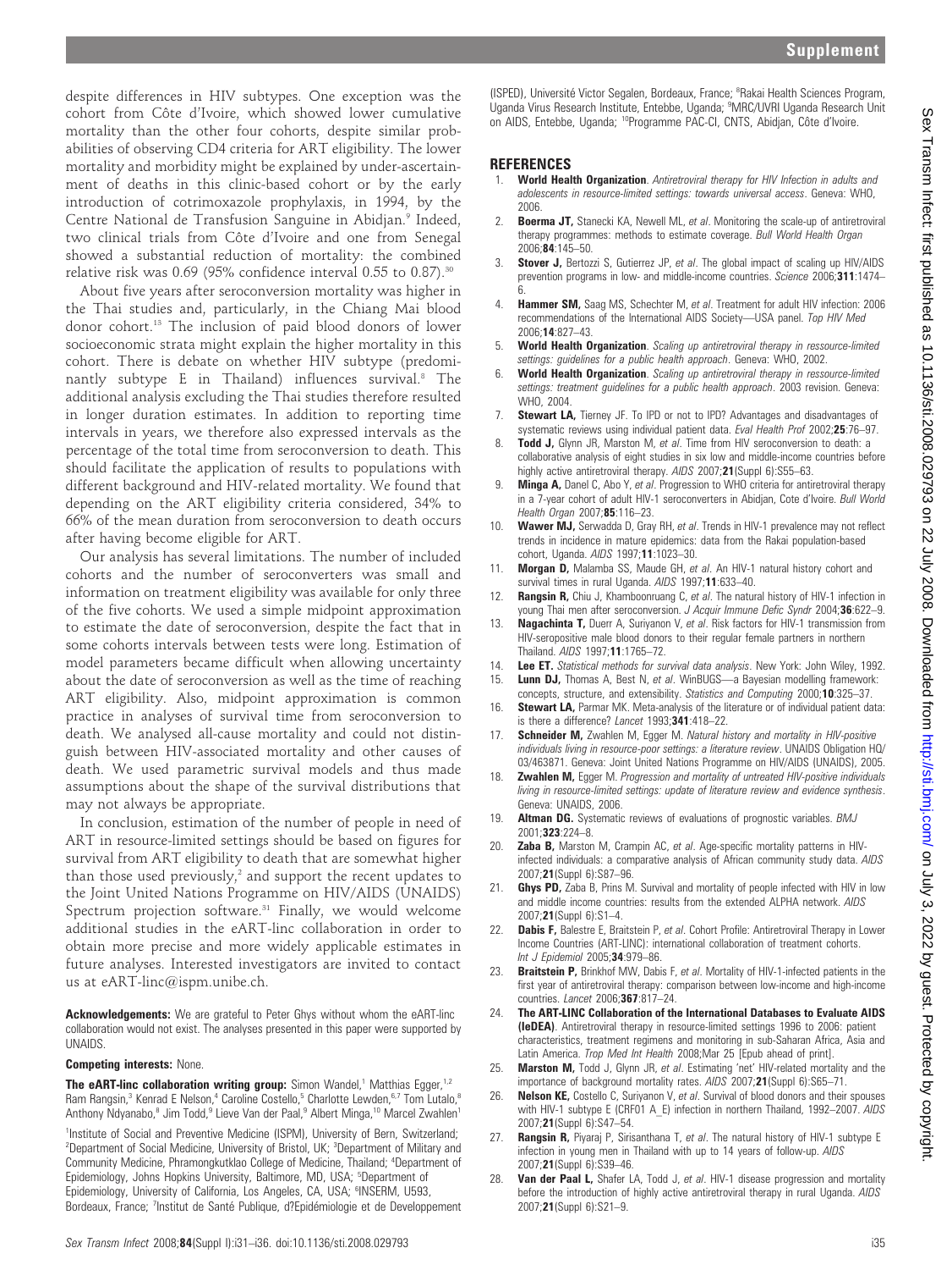despite differences in HIV subtypes. One exception was the cohort from Côte d'Ivoire, which showed lower cumulative mortality than the other four cohorts, despite similar probabilities of observing CD4 criteria for ART eligibility. The lower mortality and morbidity might be explained by under-ascertainment of deaths in this clinic-based cohort or by the early introduction of cotrimoxazole prophylaxis, in 1994, by the Centre National de Transfusion Sanguine in Abidjan.[9] Indeed, two clinical trials from Côte d'Ivoire and one from Senegal showed a substantial reduction of mortality: the combined relative risk was 0.69 (95% confidence interval 0.55 to 0.87).[30]

About five years after seroconversion mortality was higher in the Thai studies and, particularly, in the Chiang Mai blood donor cohort.[13] The inclusion of paid blood donors of lower socioeconomic strata might explain the higher mortality in this cohort. There is debate on whether HIV subtype (predominantly subtype E in Thailand) influences survival.[8] The additional analysis excluding the Thai studies therefore resulted in longer duration estimates. In addition to reporting time intervals in years, we therefore also expressed intervals as the percentage of the total time from seroconversion to death. This should facilitate the application of results to populations with different background and HIV-related mortality. We found that depending on the ART eligibility criteria considered, 34% to 66% of the mean duration from seroconversion to death occurs after having become eligible for ART.

Our analysis has several limitations. The number of included cohorts and the number of seroconverters was small and information on treatment eligibility was available for only three of the five cohorts. We used a simple midpoint approximation to estimate the date of seroconversion, despite the fact that in some cohorts intervals between tests were long. Estimation of model parameters became difficult when allowing uncertainty about the date of seroconversion as well as the time of reaching ART eligibility. Also, midpoint approximation is common practice in analyses of survival time from seroconversion to death. We analysed all-cause mortality and could not distinguish between HIV-associated mortality and other causes of death. We used parametric survival models and thus made assumptions about the shape of the survival distributions that may not always be appropriate.

In conclusion, estimation of the number of people in need of ART in resource-limited settings should be based on figures for survival from ART eligibility to death that are somewhat higher than those used previously,[2] and support the recent updates to the Joint United Nations Programme on HIV/AIDS (UNAIDS) Spectrum projection software.[31] Finally, we would welcome additional studies in the eART-linc collaboration in order to obtain more precise and more widely applicable estimates in future analyses. Interested investigators are invited to contact us at eART-linc@ispm.unibe.ch.

**Acknowledgements:** We are grateful to Peter Ghys without whom the eART-linc collaboration would not exist. The analyses presented in this paper were supported by UNAIDS.

**Competing interests:** None.

**The eART-linc collaboration writing group:** Simon Wandel,[1] Matthias Egger,[1,2] Ram Rangsin,[3] Kenrad E Nelson,[4] Caroline Costello,[5] Charlotte Lewden,[6,7] Tom Lutalo,[8] Anthony Ndyanabo,[8] Jim Todd,[9] Lieve Van der Paal,[9] Albert Minga,[10] Marcel Zwahlen[1]

[1]Institute of Social and Preventive Medicine (ISPM), University of Bern, Switzerland; [2]Department of Social Medicine, University of Bristol, UK; [3]Department of Military and Community Medicine, Phramongkutklao College of Medicine, Thailand; [4]Department of Epidemiology, Johns Hopkins University, Baltimore, MD, USA; [5]Department of Epidemiology, University of California, Los Angeles, CA, USA; [6]INSERM, U593, Bordeaux, France; [7]Institut de Santé Publique, d?Epidémiologie et de Developpement (ISPED), Université Victor Segalen, Bordeaux, France; [8]Rakai Health Sciences Program, Uganda Virus Research Institute, Entebbe, Uganda; [9]MRC/UVRI Uganda Research Unit on AIDS, Entebbe, Uganda; [10]Programme PAC-CI, CNTS, Abidjan, Côte d'Ivoire.

## REFERENCES

1. **World Health Organization**. *Antiretroviral therapy for HIV Infection in adults and adolescents in resource-limited settings: towards universal access*. Geneva: WHO, 2006.
2. **Boerma JT,** Stanecki KA, Newell ML, *et al*. Monitoring the scale-up of antiretroviral therapy programmes: methods to estimate coverage. *Bull World Health Organ* 2006;**84**:145–50.
3. **Stover J,** Bertozzi S, Gutierrez JP, *et al*. The global impact of scaling up HIV/AIDS prevention programs in low- and middle-income countries. *Science* 2006;**311**:1474–6.
4. **Hammer SM,** Saag MS, Schechter M, *et al*. Treatment for adult HIV infection: 2006 recommendations of the International AIDS Society—USA panel. *Top HIV Med* 2006;**14**:827–43.
5. **World Health Organization**. *Scaling up antiretroviral therapy in ressource-limited settings: guidelines for a public health approach*. Geneva: WHO, 2002.
6. **World Health Organization**. *Scaling up antiretroviral therapy in ressource-limited settings: treatment guidelines for a public health approach*. 2003 revision. Geneva: WHO, 2004.
7. **Stewart LA,** Tierney JF. To IPD or not to IPD? Advantages and disadvantages of systematic reviews using individual patient data. *Eval Health Prof* 2002;**25**:76–97.
8. **Todd J,** Glynn JR, Marston M, *et al*. Time from HIV seroconversion to death: a collaborative analysis of eight studies in six low and middle-income countries before highly active antiretroviral therapy. *AIDS* 2007;**21**(Suppl 6):S55–63.
9. **Minga A,** Danel C, Abo Y, *et al*. Progression to WHO criteria for antiretroviral therapy in a 7-year cohort of adult HIV-1 seroconverters in Abidjan, Cote d'Ivoire. *Bull World Health Organ* 2007;**85**:116–23.
10. **Wawer MJ,** Serwadda D, Gray RH, *et al*. Trends in HIV-1 prevalence may not reflect trends in incidence in mature epidemics: data from the Rakai population-based cohort, Uganda. *AIDS* 1997;**11**:1023–30.
11. **Morgan D,** Malamba SS, Maude GH, *et al*. An HIV-1 natural history cohort and survival times in rural Uganda. *AIDS* 1997;**11**:633–40.
12. **Rangsin R,** Chiu J, Khamboonruang C, *et al*. The natural history of HIV-1 infection in young Thai men after seroconversion. *J Acquir Immune Defic Syndr* 2004;**36**:622–9.
13. **Nagachinta T,** Duerr A, Suriyanon V, *et al*. Risk factors for HIV-1 transmission from HIV-seropositive male blood donors to their regular female partners in northern Thailand. *AIDS* 1997;**11**:1765–72.
14. **Lee ET.** *Statistical methods for survival data analysis*. New York: John Wiley, 1992.
15. **Lunn DJ,** Thomas A, Best N, *et al*. WinBUGS—a Bayesian modelling framework: concepts, structure, and extensibility. *Statistics and Computing* 2000;**10**:325–37.
16. **Stewart LA,** Parmar MK. Meta-analysis of the literature or of individual patient data: is there a difference? *Lancet* 1993;**341**:418–22.
17. **Schneider M,** Zwahlen M, Egger M. *Natural history and mortality in HIV-positive individuals living in resource-poor settings: a literature review*. UNAIDS Obligation HQ/03/463871. Geneva: Joint United Nations Programme on HIV/AIDS (UNAIDS), 2005.
18. **Zwahlen M,** Egger M. *Progression and mortality of untreated HIV-positive individuals living in resource-limited settings: update of literature review and evidence synthesis*. Geneva: UNAIDS, 2006.
19. **Altman DG.** Systematic reviews of evaluations of prognostic variables. *BMJ* 2001;**323**:224–8.
20. **Zaba B,** Marston M, Crampin AC, *et al*. Age-specific mortality patterns in HIV-infected individuals: a comparative analysis of African community study data. *AIDS* 2007;**21**(Suppl 6):S87–96.
21. **Ghys PD,** Zaba B, Prins M. Survival and mortality of people infected with HIV in low and middle income countries: results from the extended ALPHA network. *AIDS* 2007;**21**(Suppl 6):S1–4.
22. **Dabis F,** Balestre E, Braitstein P, *et al*. Cohort Profile: Antiretroviral Therapy in Lower Income Countries (ART-LINC): international collaboration of treatment cohorts. *Int J Epidemiol* 2005;**34**:979–86.
23. **Braitstein P,** Brinkhof MW, Dabis F, *et al*. Mortality of HIV-1-infected patients in the first year of antiretroviral therapy: comparison between low-income and high-income countries. *Lancet* 2006;**367**:817–24.
24. **The ART-LINC Collaboration of the International Databases to Evaluate AIDS (IeDEA)**. Antiretroviral therapy in resource-limited settings 1996 to 2006: patient characteristics, treatment regimens and monitoring in sub-Saharan Africa, Asia and Latin America. *Trop Med Int Health* 2008;Mar 25 [Epub ahead of print].
25. **Marston M,** Todd J, Glynn JR, *et al*. Estimating 'net' HIV-related mortality and the importance of background mortality rates. *AIDS* 2007;**21**(Suppl 6):S65–71.
26. **Nelson KE,** Costello C, Suriyanon V, *et al*. Survival of blood donors and their spouses with HIV-1 subtype E (CRF01 A_E) infection in northern Thailand, 1992–2007. *AIDS* 2007;**21**(Suppl 6):S47–54.
27. **Rangsin R,** Piyaraj P, Sirisanthana T, *et al*. The natural history of HIV-1 subtype E infection in young men in Thailand with up to 14 years of follow-up. *AIDS* 2007;**21**(Suppl 6):S39–46.
28. **Van der Paal L,** Shafer LA, Todd J, *et al*. HIV-1 disease progression and mortality before the introduction of highly active antiretroviral therapy in rural Uganda. *AIDS* 2007;**21**(Suppl 6):S21–9.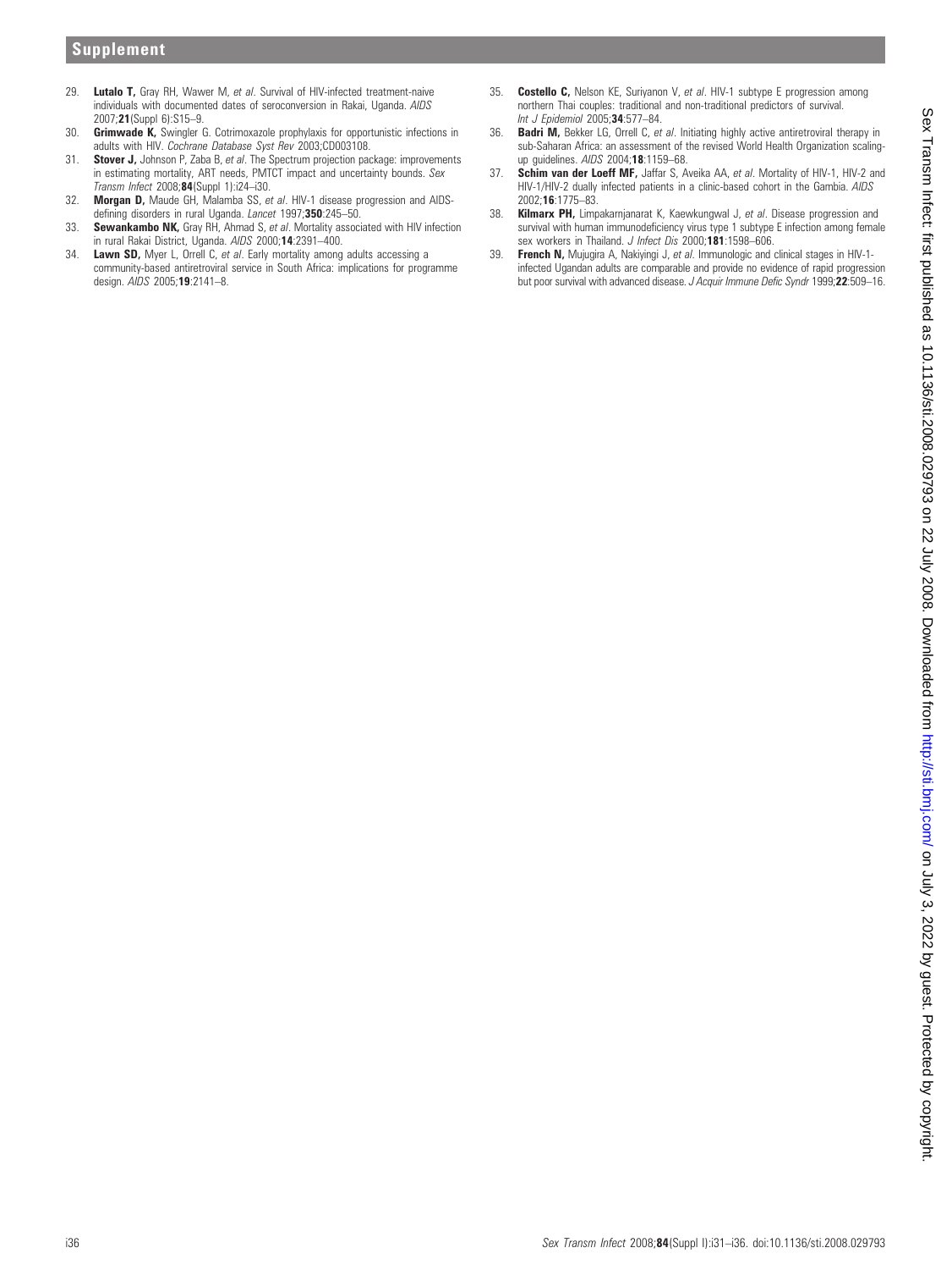29. **Lutalo T,** Gray RH, Wawer M, *et al*. Survival of HIV-infected treatment-naive individuals with documented dates of seroconversion in Rakai, Uganda. *AIDS* 2007;**21**(Suppl 6):S15–9.
30. **Grimwade K,** Swingler G. Cotrimoxazole prophylaxis for opportunistic infections in adults with HIV. *Cochrane Database Syst Rev* 2003;CD003108.
31. **Stover J,** Johnson P, Zaba B, *et al*. The Spectrum projection package: improvements in estimating mortality, ART needs, PMTCT impact and uncertainty bounds. *Sex Transm Infect* 2008;**84**(Suppl 1):i24–i30.
32. **Morgan D,** Maude GH, Malamba SS, *et al*. HIV-1 disease progression and AIDS-defining disorders in rural Uganda. *Lancet* 1997;**350**:245–50.
33. **Sewankambo NK,** Gray RH, Ahmad S, *et al*. Mortality associated with HIV infection in rural Rakai District, Uganda. *AIDS* 2000;**14**:2391–400.
34. **Lawn SD,** Myer L, Orrell C, *et al*. Early mortality among adults accessing a community-based antiretroviral service in South Africa: implications for programme design. *AIDS* 2005;**19**:2141–8.
35. **Costello C,** Nelson KE, Suriyanon V, *et al*. HIV-1 subtype E progression among northern Thai couples: traditional and non-traditional predictors of survival. *Int J Epidemiol* 2005;**34**:577–84.
36. **Badri M,** Bekker LG, Orrell C, *et al*. Initiating highly active antiretroviral therapy in sub-Saharan Africa: an assessment of the revised World Health Organization scaling-up guidelines. *AIDS* 2004;**18**:1159–68.
37. **Schim van der Loeff MF,** Jaffar S, Aveika AA, *et al*. Mortality of HIV-1, HIV-2 and HIV-1/HIV-2 dually infected patients in a clinic-based cohort in the Gambia. *AIDS* 2002;**16**:1775–83.
38. **Kilmarx PH,** Limpakarnjanarat K, Kaewkungwal J, *et al*. Disease progression and survival with human immunodeficiency virus type 1 subtype E infection among female sex workers in Thailand. *J Infect Dis* 2000;**181**:1598–606.
39. **French N,** Mujugira A, Nakiyingi J, *et al*. Immunologic and clinical stages in HIV-1-infected Ugandan adults are comparable and provide no evidence of rapid progression but poor survival with advanced disease. *J Acquir Immune Defic Syndr* 1999;**22**:509–16.